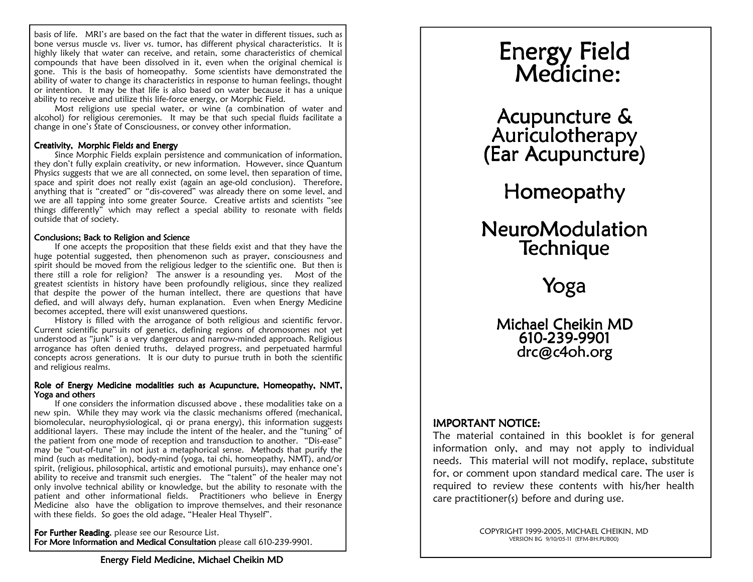basis of life. MRI's are based on the fact that the water in different tissues, such as bone versus muscle vs. liver vs. tumor, has different physical characteristics. It is highly likely that water can receive, and retain, some characteristics of chemical compounds that have been dissolved in it, even when the original chemical is gone. This is the basis of homeopathy. Some scientists have demonstrated the ability of water to change its characteristics in response to human feelings, thought or intention. It may be that life is also based on water because it has a unique ability to receive and utilize this life-force energy, or Morphic Field.

Most religions use special water, or wine (a combination of water and alcohol) for religious ceremonies. It may be that such special fluids facilitate a change in one's State of Consciousness, or convey other information.

### Creativity, Morphic Fields and Energy

Since Morphic Fields explain persistence and communication of information, they don't fully explain creativity, or new information. However, since Quantum Physics suggests that we are all connected, on some level, then separation of time, space and spirit does not really exist (again an age-old conclusion). Therefore, anything that is "created" or "dis-covered" was already there on some level, and we are all tapping into some greater Source. Creative artists and scientists "see things differently" which may reflect a special ability to resonate with fields outside that of society.

### Conclusions; Back to Religion and Science

If one accepts the proposition that these fields exist and that they have the huge potential suggested, then phenomenon such as prayer, consciousness and spirit should be moved from the religious ledger to the scientific one. But then is there still a role for religion? The answer is a resounding yes. Most of the greatest scientists in history have been profoundly religious, since they realized that despite the power of the human intellect, there are questions that have defied, and will always defy, human explanation. Even when Energy Medicine becomes accepted, there will exist unanswered questions.

History is filled with the arrogance of both religious and scientific fervor. Current scientific pursuits of genetics, defining regions of chromosomes not yet understood as "junk" is a very dangerous and narrow-minded approach. Religious arrogance has often denied truths, delayed progress, and perpetuated harmful concepts across generations. It is our duty to pursue truth in both the scientific and religious realms.

### Role of Energy Medicine modalities such as Acupuncture, Homeopathy, NMT, Yoga and others

If one considers the information discussed above , these modalities take on a new spin. While they may work via the classic mechanisms offered (mechanical, biomolecular, neurophysiological, qi or prana energy), this information suggests additional layers. These may include the intent of the healer, and the "tuning" of the patient from one mode of reception and transduction to another. "Dis-ease" may be "out-of-tune" in not just a metaphorical sense. Methods that purify the mind (such as meditation), body-mind (yoga, tai chi, homeopathy, NMT), and/or spirit, (religious, philosophical, artistic and emotional pursuits), may enhance one's ability to receive and transmit such energies. The "talent" of the healer may not only involve technical ability or knowledge, but the ability to resonate with the patient and other informational fields. Practitioners who believe in Energy Medicine also have the obligation to improve themselves, and their resonance with these fields. So goes the old adage, "Healer Heal Thyself".

**For Further Reading**, please see our Resource List.
**For More Information and Medical Consultation** please call 610-239-9901.

# Energy Field Medicine:

## Acupuncture & Auriculotherapy (Ear Acupuncture)

## Homeopathy

## NeuroModulation Technique

## Yoga

**Michael Cheikin MD**
**610-239-9901**
**drc@c4oh.org**

### IMPORTANT NOTICE:

The material contained in this booklet is for general information only, and may not apply to individual needs. This material will not modify, replace, substitute for, or comment upon standard medical care. The user is required to review these contents with his/her health care practitioner(s) before and during use.

COPYRIGHT 1999-2005, MICHAEL CHEIKIN, MD
VERSION BG 9/10/05-11 (EFM-BH.PUB00)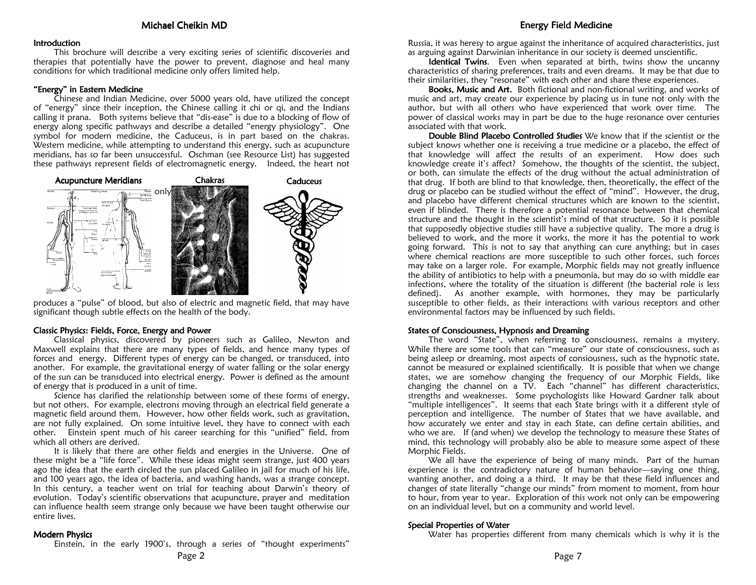## Introduction

This brochure will describe a very exciting series of scientific discoveries and therapies that potentially have the power to prevent, diagnose and heal many conditions for which traditional medicine only offers limited help.

## "Energy" in Eastern Medicine

Chinese and Indian Medicine, over 5000 years old, have utilized the concept of "energy" since their inception, the Chinese calling it chi or qi, and the Indians calling it prana. Both systems believe that "dis-ease" is due to a blocking of flow of energy along specific pathways and describe a detailed "energy physiology". One symbol for modern medicine, the Caduceus, is in part based on the chakras. Western medicine, while attempting to understand this energy, such as acupuncture meridians, has so far been unsuccessful. Oschman (see Resource List) has suggested these pathways represent fields of electromagnetic energy. Indeed, the heart not only produces a "pulse" of blood, but also of electric and magnetic field, that may have significant though subtle effects on the health of the body.

**Acupuncture Meridians** **Chakras** **Caduceus**

## Classic Physics: Fields, Force, Energy and Power

Classical physics, discovered by pioneers such as Galileo, Newton and Maxwell explains that there are many types of fields, and hence many types of forces and energy. Different types of energy can be changed, or transduced, into another. For example, the gravitational energy of water falling or the solar energy of the sun can be transduced into electrical energy. Power is defined as the amount of energy that is produced in a unit of time.

Science has clarified the relationship between some of these forms of energy, but not others. For example, electrons moving through an electrical field generate a magnetic field around them. However, how other fields work, such as gravitation, are not fully explained. On some intuitive level, they have to connect with each other. Einstein spent much of his career searching for this "unified" field, from which all others are derived.

It is likely that there are other fields and energies in the Universe. One of these might be a "life force". While these ideas might seem strange, just 400 years ago the idea that the earth circled the sun placed Galileo in jail for much of his life, and 100 years ago, the idea of bacteria, and washing hands, was a strange concept. In this century, a teacher went on trial for teaching about Darwin's theory of evolution. Today's scientific observations that acupuncture, prayer and meditation can influence health seem strange only because we have been taught otherwise our entire lives.

## Modern Physics

Einstein, in the early 1900's, through a series of "thought experiments"

Russia, it was heresy to argue against the inheritance of acquired characteristics, just as arguing against Darwinian inheritance in our society is deemed unscientific.

**Identical Twins**. Even when separated at birth, twins show the uncanny characteristics of sharing preferences, traits and even dreams. It may be that due to their similarities, they "resonate" with each other and share these experiences.

**Books, Music and Art.** Both fictional and non-fictional writing, and works of music and art, may create our experience by placing us in tune not only with the author, but with all others who have experienced that work over time. The power of classical works may in part be due to the huge resonance over centuries associated with that work.

**Double Blind Placebo Controlled Studies** We know that if the scientist or the subject knows whether one is receiving a true medicine or a placebo, the effect of that knowledge will affect the results of an experiment. How does such knowledge create it's affect? Somehow, the thoughts of the scientist, the subject, or both, can simulate the effects of the drug without the actual administration of that drug. If both are blind to that knowledge, then, theoretically, the effect of the drug or placebo can be studied without the effect of "mind". However, the drug, and placebo have different chemical structures which are known to the scientist, even if blinded. There is therefore a potential resonance between that chemical structure and the thought in the scientist's mind of that structure. So it is possible that supposedly objective studies still have a subjective quality. The more a drug is believed to work, and the more it works, the more it has the potential to work going forward. This is not to say that anything can cure anything; but in cases where chemical reactions are more susceptible to such other forces, such forces may take on a larger role. For example, Morphic fields may not greatly influence the ability of antibiotics to help with a pneumonia, but may do so with middle ear infections, where the totality of the situation is different (the bacterial role is less defined). As another example, with hormones, they may be particularly susceptible to other fields, as their interactions with various receptors and other environmental factors may be influenced by such fields.

## States of Consciousness, Hypnosis and Dreaming

The word "State", when referring to consciousness, remains a mystery. While there are some tools that can "measure" our state of consciousness, such as being asleep or dreaming, most aspects of consiousness, such as the hypnotic state, cannot be measured or explained scientifically. It is possible that when we change states, we are somehow changing the frequency of our Morphic Fields, like changing the channel on a TV. Each "channel" has different characteristics, strengths and weaknesses. Some psychologists like Howard Gardner talk about "multiple intelligences". It seems that each State brings with it a different style of perception and intelligence. The number of States that we have available, and how accurately we enter and stay in each State, can define certain abilities, and who we are. If (and when) we develop the technology to measure these States of mind, this technology will probably also be able to measure some aspect of these Morphic Fields.

We all have the experience of being of many minds. Part of the human experience is the contradictory nature of human behavior—saying one thing, wanting another, and doing a a third. It may be that these field influences and changes of state literally "change our minds" from moment to moment, from hour to hour, from year to year. Exploration of this work not only can be empowering on an individual level, but on a community and world level.

## Special Properties of Water

Water has properties different from many chemicals which is why it is the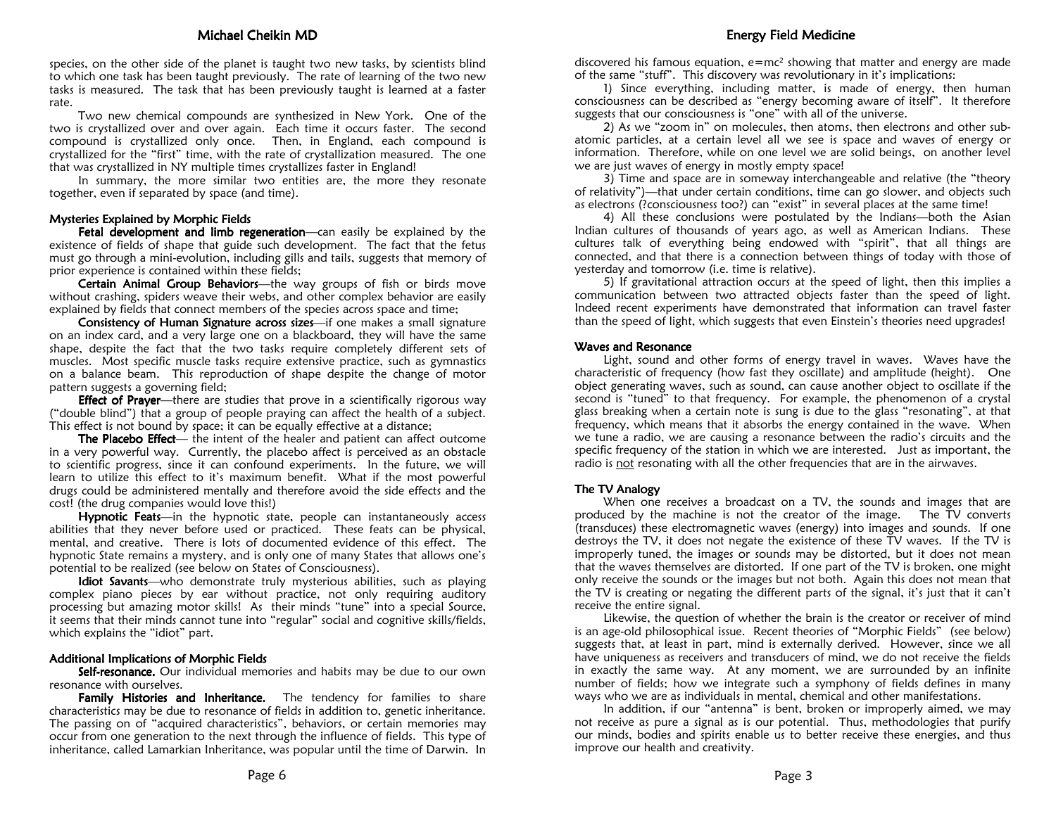species, on the other side of the planet is taught two new tasks, by scientists blind to which one task has been taught previously. The rate of learning of the two new tasks is measured. The task that has been previously taught is learned at a faster rate.

Two new chemical compounds are synthesized in New York. One of the two is crystallized over and over again. Each time it occurs faster. The second compound is crystallized only once. Then, in England, each compound is crystallized for the "first" time, with the rate of crystallization measured. The one that was crystallized in NY multiple times crystallizes faster in England!

In summary, the more similar two entities are, the more they resonate together, even if separated by space (and time).

### Mysteries Explained by Morphic Fields

**Fetal development and limb regeneration**—can easily be explained by the existence of fields of shape that guide such development. The fact that the fetus must go through a mini-evolution, including gills and tails, suggests that memory of prior experience is contained within these fields;

**Certain Animal Group Behaviors**—the way groups of fish or birds move without crashing, spiders weave their webs, and other complex behavior are easily explained by fields that connect members of the species across space and time;

**Consistency of Human Signature across sizes**—if one makes a small signature on an index card, and a very large one on a blackboard, they will have the same shape, despite the fact that the two tasks require completely different sets of muscles. Most specific muscle tasks require extensive practice, such as gymnastics on a balance beam. This reproduction of shape despite the change of motor pattern suggests a governing field;

**Effect of Prayer**—there are studies that prove in a scientifically rigorous way ("double blind") that a group of people praying can affect the health of a subject. This effect is not bound by space; it can be equally effective at a distance;

**The Placebo Effect**— the intent of the healer and patient can affect outcome in a very powerful way. Currently, the placebo affect is perceived as an obstacle to scientific progress, since it can confound experiments. In the future, we will learn to utilize this effect to it's maximum benefit. What if the most powerful drugs could be administered mentally and therefore avoid the side effects and the cost! (the drug companies would love this!)

**Hypnotic Feats**—in the hypnotic state, people can instantaneously access abilities that they never before used or practiced. These feats can be physical, mental, and creative. There is lots of documented evidence of this effect. The hypnotic State remains a mystery, and is only one of many States that allows one's potential to be realized (see below on States of Consciousness).

**Idiot Savants**—who demonstrate truly mysterious abilities, such as playing complex piano pieces by ear without practice, not only requiring auditory processing but amazing motor skills! As their minds "tune" into a special Source, it seems that their minds cannot tune into "regular" social and cognitive skills/fields, which explains the "idiot" part.

### Additional Implications of Morphic Fields

**Self-resonance.** Our individual memories and habits may be due to our own resonance with ourselves.

**Family Histories and Inheritance.** The tendency for families to share characteristics may be due to resonance of fields in addition to, genetic inheritance. The passing on of "acquired characteristics", behaviors, or certain memories may occur from one generation to the next through the influence of fields. This type of inheritance, called Lamarkian Inheritance, was popular until the time of Darwin. In

discovered his famous equation, $e=mc^2$ showing that matter and energy are made of the same "stuff". This discovery was revolutionary in it's implications:

1) Since everything, including matter, is made of energy, then human consciousness can be described as "energy becoming aware of itself". It therefore suggests that our consciousness is "one" with all of the universe.

2) As we "zoom in" on molecules, then atoms, then electrons and other sub-atomic particles, at a certain level all we see is space and waves of energy or information. Therefore, while on one level we are solid beings, on another level we are just waves of energy in mostly empty space!

3) Time and space are in someway interchangeable and relative (the "theory of relativity")—that under certain conditions, time can go slower, and objects such as electrons (?consciousness too?) can "exist" in several places at the same time!

4) All these conclusions were postulated by the Indians—both the Asian Indian cultures of thousands of years ago, as well as American Indians. These cultures talk of everything being endowed with "spirit", that all things are connected, and that there is a connection between things of today with those of yesterday and tomorrow (i.e. time is relative).

5) If gravitational attraction occurs at the speed of light, then this implies a communication between two attracted objects faster than the speed of light. Indeed recent experiments have demonstrated that information can travel faster than the speed of light, which suggests that even Einstein's theories need upgrades!

### Waves and Resonance

Light, sound and other forms of energy travel in waves. Waves have the characteristic of frequency (how fast they oscillate) and amplitude (height). One object generating waves, such as sound, can cause another object to oscillate if the second is "tuned" to that frequency. For example, the phenomenon of a crystal glass breaking when a certain note is sung is due to the glass "resonating", at that frequency, which means that it absorbs the energy contained in the wave. When we tune a radio, we are causing a resonance between the radio's circuits and the specific frequency of the station in which we are interested. Just as important, the radio is not resonating with all the other frequencies that are in the airwaves.

### The TV Analogy

When one receives a broadcast on a TV, the sounds and images that are produced by the machine is not the creator of the image. The TV converts (transduces) these electromagnetic waves (energy) into images and sounds. If one destroys the TV, it does not negate the existence of these TV waves. If the TV is improperly tuned, the images or sounds may be distorted, but it does not mean that the waves themselves are distorted. If one part of the TV is broken, one might only receive the sounds or the images but not both. Again this does not mean that the TV is creating or negating the different parts of the signal, it's just that it can't receive the entire signal.

Likewise, the question of whether the brain is the creator or receiver of mind is an age-old philosophical issue. Recent theories of "Morphic Fields" (see below) suggests that, at least in part, mind is externally derived. However, since we all have uniqueness as receivers and transducers of mind, we do not receive the fields in exactly the same way. At any moment, we are surrounded by an infinite number of fields; how we integrate such a symphony of fields defines in many ways who we are as individuals in mental, chemical and other manifestations.

In addition, if our "antenna" is bent, broken or improperly aimed, we may not receive as pure a signal as is our potential. Thus, methodologies that purify our minds, bodies and spirits enable us to better receive these energies, and thus improve our health and creativity.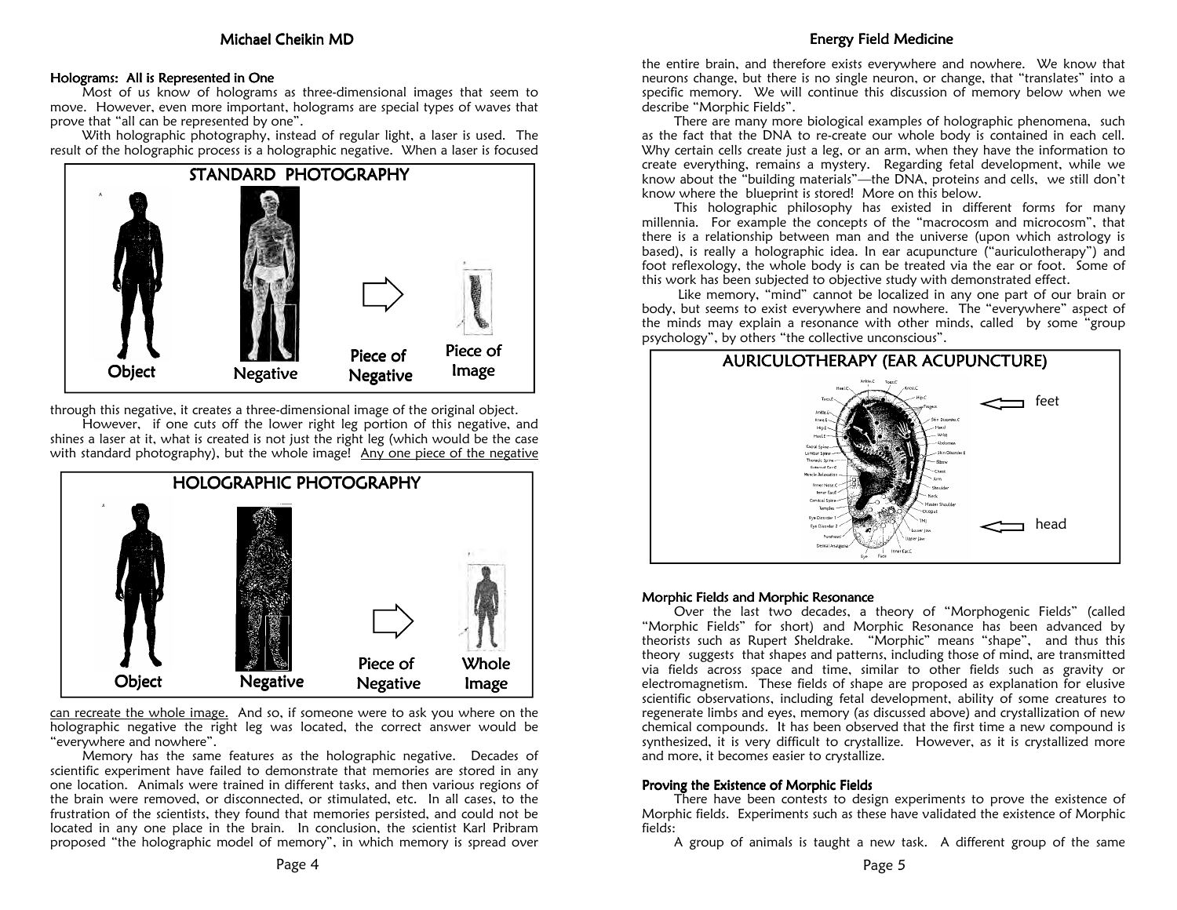## Holograms: All is Represented in One

Most of us know of holograms as three-dimensional images that seem to move. However, even more important, holograms are special types of waves that prove that "all can be represented by one".

With holographic photography, instead of regular light, a laser is used. The result of the holographic process is a holographic negative. When a laser is focused through this negative, it creates a three-dimensional image of the original object.

STANDARD PHOTOGRAPHY

Object

Negative

Piece of Negative

Piece of Image

However, if one cuts off the lower right leg portion of this negative, and shines a laser at it, what is created is not just the right leg (which would be the case with standard photography), but the whole image! Any one piece of the negative can recreate the whole image. And so, if someone were to ask you where on the holographic negative the right leg was located, the correct answer would be "everywhere and nowhere".

HOLOGRAPHIC PHOTOGRAPHY

Object

Negative

Piece of Negative

Whole Image

Memory has the same features as the holographic negative. Decades of scientific experiment have failed to demonstrate that memories are stored in any one location. Animals were trained in different tasks, and then various regions of the brain were removed, or disconnected, or stimulated, etc. In all cases, to the frustration of the scientists, they found that memories persisted, and could not be located in any one place in the brain. In conclusion, the scientist Karl Pribram proposed "the holographic model of memory", in which memory is spread over the entire brain, and therefore exists everywhere and nowhere. We know that neurons change, but there is no single neuron, or change, that "translates" into a specific memory. We will continue this discussion of memory below when we describe "Morphic Fields".

There are many more biological examples of holographic phenomena, such as the fact that the DNA to re-create our whole body is contained in each cell. Why certain cells create just a leg, or an arm, when they have the information to create everything, remains a mystery. Regarding fetal development, while we know about the "building materials"—the DNA, proteins and cells, we still don't know where the blueprint is stored! More on this below.

This holographic philosophy has existed in different forms for many millennia. For example the concepts of the "macrocosm and microcosm", that there is a relationship between man and the universe (upon which astrology is based), is really a holographic idea. In ear acupuncture ("auriculotherapy") and foot reflexology, the whole body is can be treated via the ear or foot. Some of this work has been subjected to objective study with demonstrated effect.

Like memory, "mind" cannot be localized in any one part of our brain or body, but seems to exist everywhere and nowhere. The "everywhere" aspect of the minds may explain a resonance with other minds, called by some "group psychology", by others "the collective unconscious".

AURICULOTHERAPY (EAR ACUPUNCTURE)

feet

head

## Morphic Fields and Morphic Resonance

Over the last two decades, a theory of "Morphogenic Fields" (called "Morphic Fields" for short) and Morphic Resonance has been advanced by theorists such as Rupert Sheldrake. "Morphic" means "shape", and thus this theory suggests that shapes and patterns, including those of mind, are transmitted via fields across space and time, similar to other fields such as gravity or electromagnetism. These fields of shape are proposed as explanation for elusive scientific observations, including fetal development, ability of some creatures to regenerate limbs and eyes, memory (as discussed above) and crystallization of new chemical compounds. It has been observed that the first time a new compound is synthesized, it is very difficult to crystallize. However, as it is crystallized more and more, it becomes easier to crystallize.

## Proving the Existence of Morphic Fields

There have been contests to design experiments to prove the existence of Morphic fields. Experiments such as these have validated the existence of Morphic fields:

A group of animals is taught a new task. A different group of the same